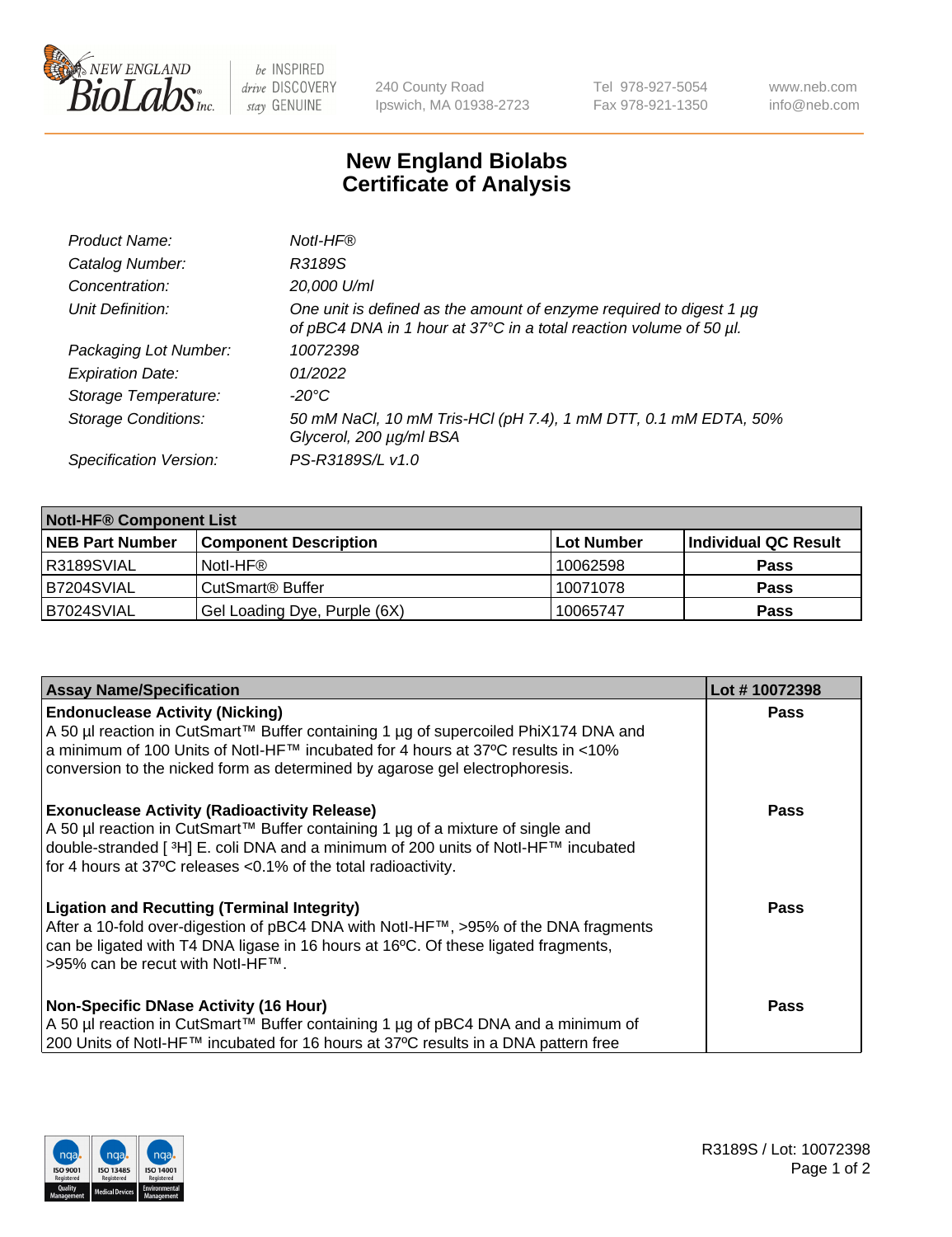New England BioLabs Inc. — be INSPIRED drive DISCOVERY stay GENUINE

240 County Road
Ipswich, MA 01938-2723

Tel 978-927-5054
Fax 978-921-1350

www.neb.com
info@neb.com

# New England Biolabs Certificate of Analysis

| | |
|---|---|
| *Product Name:* | *NotI-HF®* |
| *Catalog Number:* | *R3189S* |
| *Concentration:* | *20,000 U/ml* |
| *Unit Definition:* | *One unit is defined as the amount of enzyme required to digest 1 µg of pBC4 DNA in 1 hour at 37°C in a total reaction volume of 50 µl.* |
| *Packaging Lot Number:* | *10072398* |
| *Expiration Date:* | *01/2022* |
| *Storage Temperature:* | *-20°C* |
| *Storage Conditions:* | *50 mM NaCl, 10 mM Tris-HCl (pH 7.4), 1 mM DTT, 0.1 mM EDTA, 50% Glycerol, 200 µg/ml BSA* |
| *Specification Version:* | *PS-R3189S/L v1.0* |

| **NotI-HF® Component List** | | | |
|---|---|---|---|
| **NEB Part Number** | **Component Description** | **Lot Number** | **Individual QC Result** |
| R3189SVIAL | NotI-HF® | 10062598 | **Pass** |
| B7204SVIAL | CutSmart® Buffer | 10071078 | **Pass** |
| B7024SVIAL | Gel Loading Dye, Purple (6X) | 10065747 | **Pass** |

| Assay Name/Specification | Lot # 10072398 |
|---|---|
| **Endonuclease Activity (Nicking)** A 50 µl reaction in CutSmart™ Buffer containing 1 µg of supercoiled PhiX174 DNA and a minimum of 100 Units of NotI-HF™ incubated for 4 hours at 37ºC results in <10% conversion to the nicked form as determined by agarose gel electrophoresis. | **Pass** |
| **Exonuclease Activity (Radioactivity Release)** A 50 µl reaction in CutSmart™ Buffer containing 1 µg of a mixture of single and double-stranded [ $^3$H] E. coli DNA and a minimum of 200 units of NotI-HF™ incubated for 4 hours at 37ºC releases <0.1% of the total radioactivity. | **Pass** |
| **Ligation and Recutting (Terminal Integrity)** After a 10-fold over-digestion of pBC4 DNA with NotI-HF™, >95% of the DNA fragments can be ligated with T4 DNA ligase in 16 hours at 16ºC. Of these ligated fragments, >95% can be recut with NotI-HF™. | **Pass** |
| **Non-Specific DNase Activity (16 Hour)** A 50 µl reaction in CutSmart™ Buffer containing 1 µg of pBC4 DNA and a minimum of 200 Units of NotI-HF™ incubated for 16 hours at 37ºC results in a DNA pattern free | **Pass** |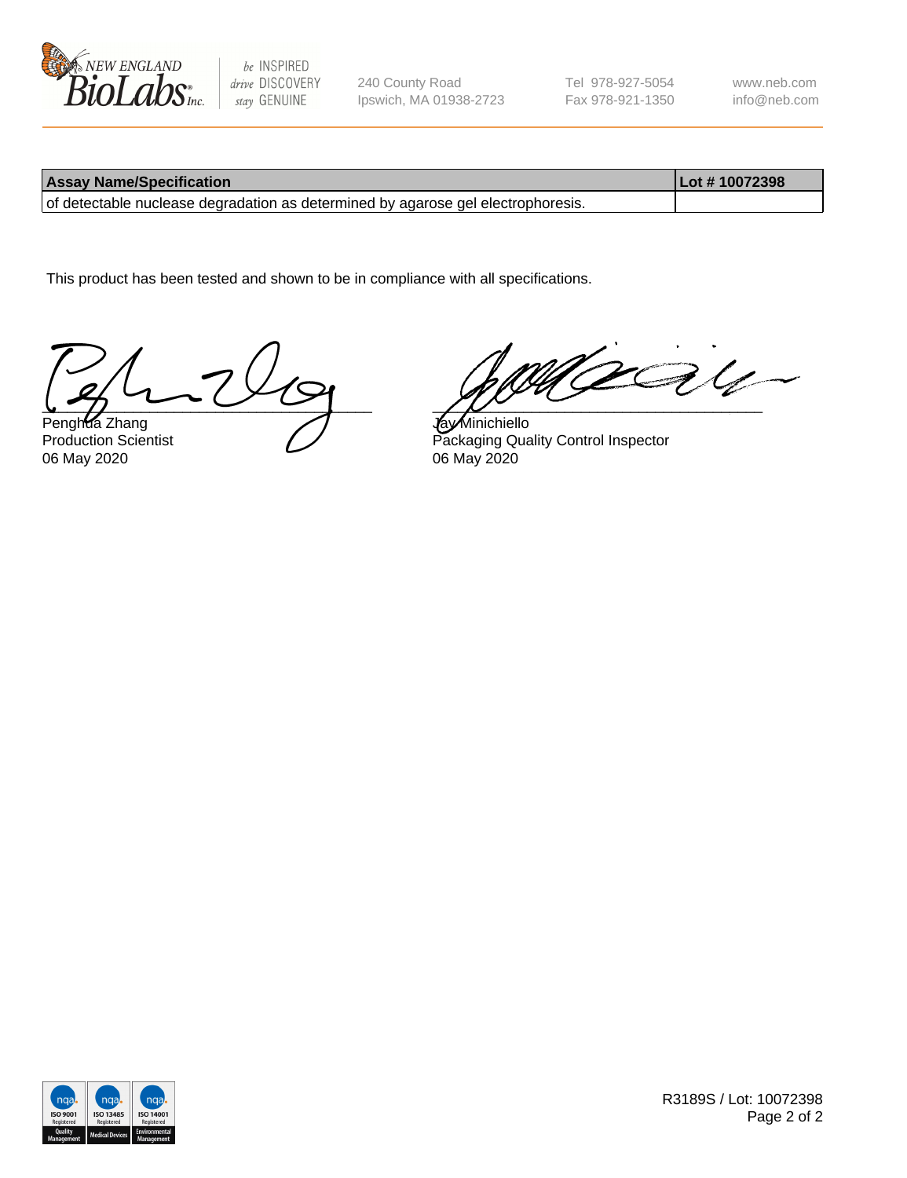| Assay Name/Specification | Lot # 10072398 |
|---|---|
| of detectable nuclease degradation as determined by agarose gel electrophoresis. | |

This product has been tested and shown to be in compliance with all specifications.

Penghua Zhang
Production Scientist
06 May 2020

Jay Minichiello
Packaging Quality Control Inspector
06 May 2020

R3189S / Lot: 10072398